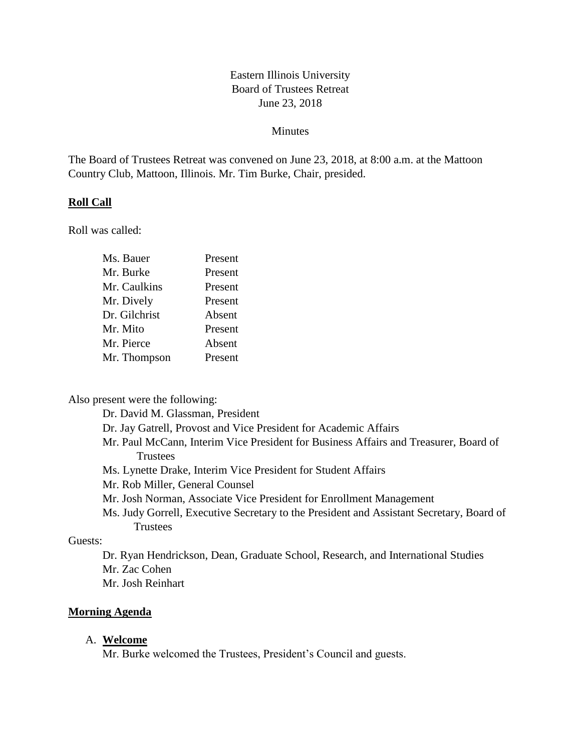Eastern Illinois University
Board of Trustees Retreat
June 23, 2018

Minutes

The Board of Trustees Retreat was convened on June 23, 2018, at 8:00 a.m. at the Mattoon Country Club, Mattoon, Illinois. Mr. Tim Burke, Chair, presided.

**Roll Call**

Roll was called:

| | |
|---|---|
| Ms. Bauer | Present |
| Mr. Burke | Present |
| Mr. Caulkins | Present |
| Mr. Dively | Present |
| Dr. Gilchrist | Absent |
| Mr. Mito | Present |
| Mr. Pierce | Absent |
| Mr. Thompson | Present |

Also present were the following:

- Dr. David M. Glassman, President
- Dr. Jay Gatrell, Provost and Vice President for Academic Affairs
- Mr. Paul McCann, Interim Vice President for Business Affairs and Treasurer, Board of Trustees
- Ms. Lynette Drake, Interim Vice President for Student Affairs
- Mr. Rob Miller, General Counsel
- Mr. Josh Norman, Associate Vice President for Enrollment Management
- Ms. Judy Gorrell, Executive Secretary to the President and Assistant Secretary, Board of Trustees

Guests:

- Dr. Ryan Hendrickson, Dean, Graduate School, Research, and International Studies
- Mr. Zac Cohen
- Mr. Josh Reinhart

**Morning Agenda**

A. **Welcome**
Mr. Burke welcomed the Trustees, President's Council and guests.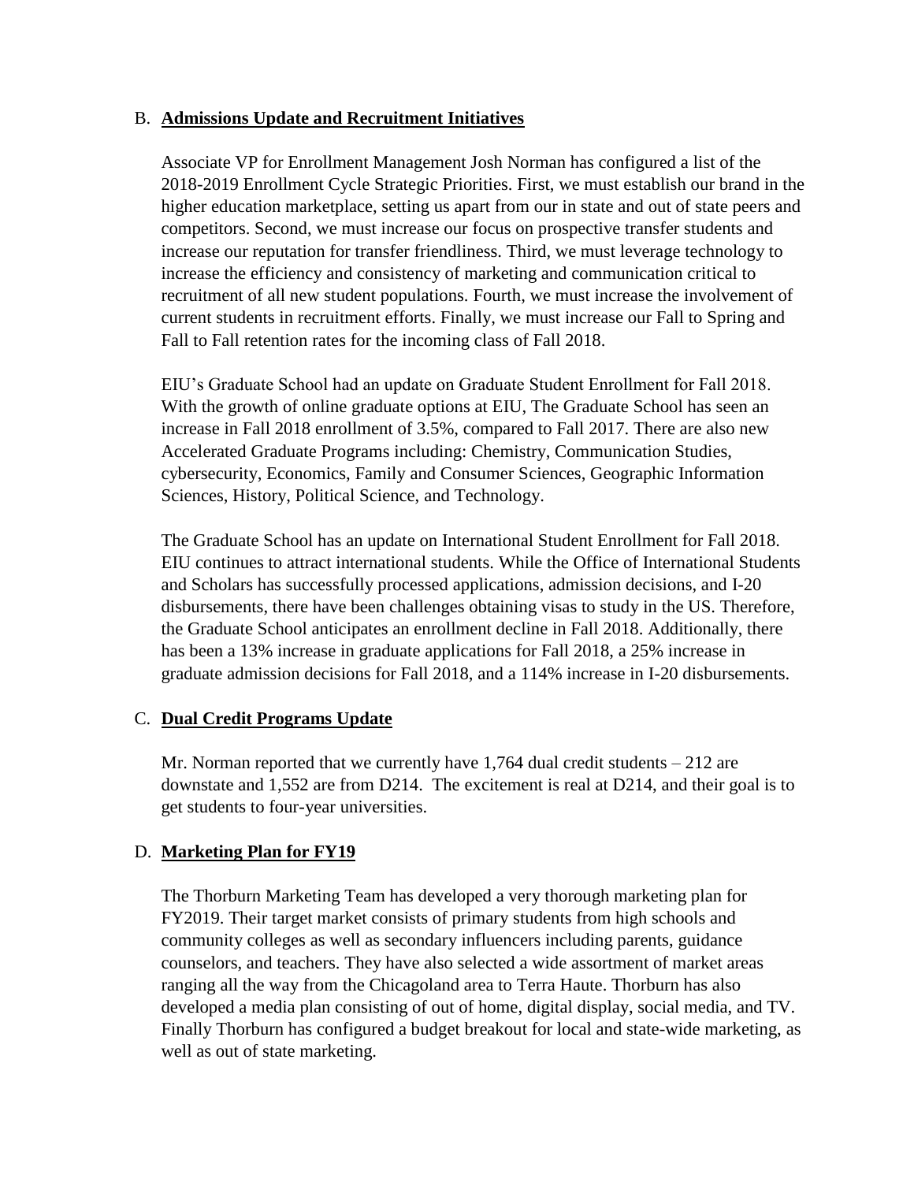B. **Admissions Update and Recruitment Initiatives**

Associate VP for Enrollment Management Josh Norman has configured a list of the 2018-2019 Enrollment Cycle Strategic Priorities. First, we must establish our brand in the higher education marketplace, setting us apart from our in state and out of state peers and competitors. Second, we must increase our focus on prospective transfer students and increase our reputation for transfer friendliness. Third, we must leverage technology to increase the efficiency and consistency of marketing and communication critical to recruitment of all new student populations. Fourth, we must increase the involvement of current students in recruitment efforts. Finally, we must increase our Fall to Spring and Fall to Fall retention rates for the incoming class of Fall 2018.

EIU's Graduate School had an update on Graduate Student Enrollment for Fall 2018. With the growth of online graduate options at EIU, The Graduate School has seen an increase in Fall 2018 enrollment of 3.5%, compared to Fall 2017. There are also new Accelerated Graduate Programs including: Chemistry, Communication Studies, cybersecurity, Economics, Family and Consumer Sciences, Geographic Information Sciences, History, Political Science, and Technology.

The Graduate School has an update on International Student Enrollment for Fall 2018. EIU continues to attract international students. While the Office of International Students and Scholars has successfully processed applications, admission decisions, and I-20 disbursements, there have been challenges obtaining visas to study in the US. Therefore, the Graduate School anticipates an enrollment decline in Fall 2018. Additionally, there has been a 13% increase in graduate applications for Fall 2018, a 25% increase in graduate admission decisions for Fall 2018, and a 114% increase in I-20 disbursements.

C. **Dual Credit Programs Update**

Mr. Norman reported that we currently have 1,764 dual credit students – 212 are downstate and 1,552 are from D214. The excitement is real at D214, and their goal is to get students to four-year universities.

D. **Marketing Plan for FY19**

The Thorburn Marketing Team has developed a very thorough marketing plan for FY2019. Their target market consists of primary students from high schools and community colleges as well as secondary influencers including parents, guidance counselors, and teachers. They have also selected a wide assortment of market areas ranging all the way from the Chicagoland area to Terra Haute. Thorburn has also developed a media plan consisting of out of home, digital display, social media, and TV. Finally Thorburn has configured a budget breakout for local and state-wide marketing, as well as out of state marketing.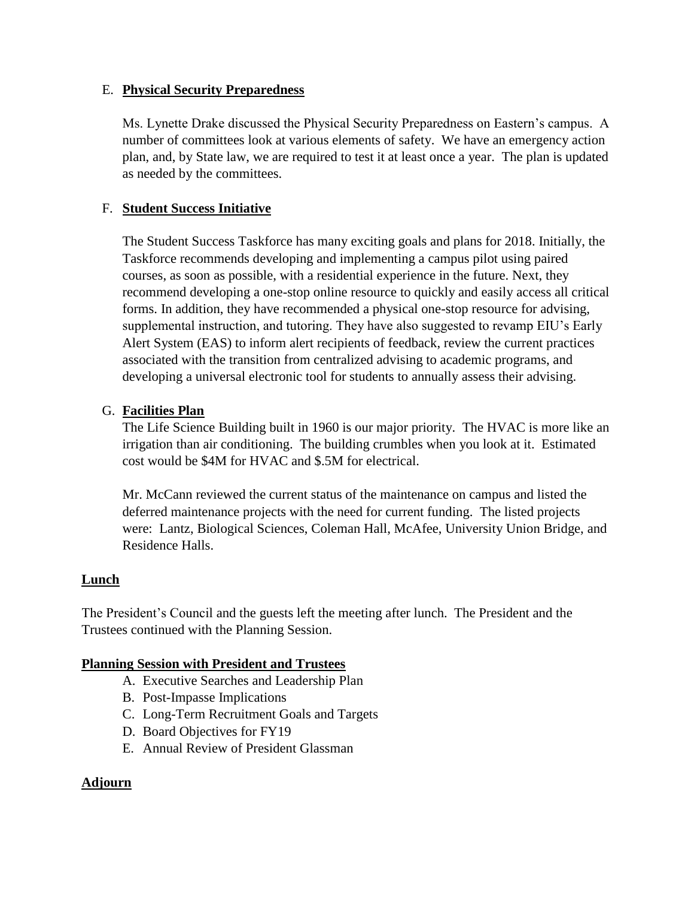E. **Physical Security Preparedness**

Ms. Lynette Drake discussed the Physical Security Preparedness on Eastern's campus. A number of committees look at various elements of safety. We have an emergency action plan, and, by State law, we are required to test it at least once a year. The plan is updated as needed by the committees.

F. **Student Success Initiative**

The Student Success Taskforce has many exciting goals and plans for 2018. Initially, the Taskforce recommends developing and implementing a campus pilot using paired courses, as soon as possible, with a residential experience in the future. Next, they recommend developing a one-stop online resource to quickly and easily access all critical forms. In addition, they have recommended a physical one-stop resource for advising, supplemental instruction, and tutoring. They have also suggested to revamp EIU's Early Alert System (EAS) to inform alert recipients of feedback, review the current practices associated with the transition from centralized advising to academic programs, and developing a universal electronic tool for students to annually assess their advising.

G. **Facilities Plan**

The Life Science Building built in 1960 is our major priority. The HVAC is more like an irrigation than air conditioning. The building crumbles when you look at it. Estimated cost would be $4M for HVAC and $.5M for electrical.

Mr. McCann reviewed the current status of the maintenance on campus and listed the deferred maintenance projects with the need for current funding. The listed projects were: Lantz, Biological Sciences, Coleman Hall, McAfee, University Union Bridge, and Residence Halls.

## Lunch

The President's Council and the guests left the meeting after lunch. The President and the Trustees continued with the Planning Session.

## Planning Session with President and Trustees

A. Executive Searches and Leadership Plan
B. Post-Impasse Implications
C. Long-Term Recruitment Goals and Targets
D. Board Objectives for FY19
E. Annual Review of President Glassman

## Adjourn